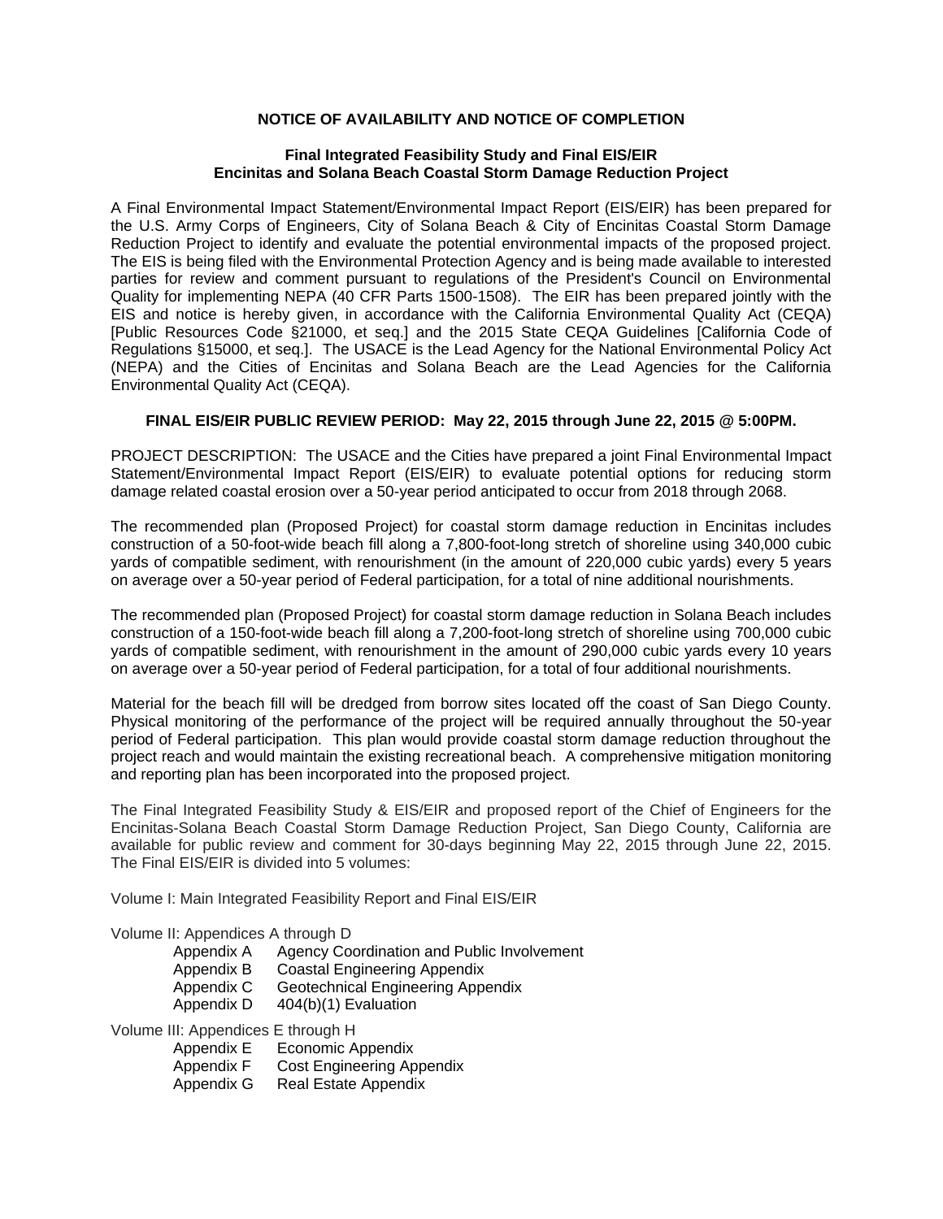**NOTICE OF AVAILABILITY AND NOTICE OF COMPLETION**

**Final Integrated Feasibility Study and Final EIS/EIR**
**Encinitas and Solana Beach Coastal Storm Damage Reduction Project**

A Final Environmental Impact Statement/Environmental Impact Report (EIS/EIR) has been prepared for the U.S. Army Corps of Engineers, City of Solana Beach & City of Encinitas Coastal Storm Damage Reduction Project to identify and evaluate the potential environmental impacts of the proposed project. The EIS is being filed with the Environmental Protection Agency and is being made available to interested parties for review and comment pursuant to regulations of the President's Council on Environmental Quality for implementing NEPA (40 CFR Parts 1500-1508). The EIR has been prepared jointly with the EIS and notice is hereby given, in accordance with the California Environmental Quality Act (CEQA) [Public Resources Code §21000, et seq.] and the 2015 State CEQA Guidelines [California Code of Regulations §15000, et seq.]. The USACE is the Lead Agency for the National Environmental Policy Act (NEPA) and the Cities of Encinitas and Solana Beach are the Lead Agencies for the California Environmental Quality Act (CEQA).

**FINAL EIS/EIR PUBLIC REVIEW PERIOD: May 22, 2015 through June 22, 2015 @ 5:00PM.**

PROJECT DESCRIPTION: The USACE and the Cities have prepared a joint Final Environmental Impact Statement/Environmental Impact Report (EIS/EIR) to evaluate potential options for reducing storm damage related coastal erosion over a 50-year period anticipated to occur from 2018 through 2068.

The recommended plan (Proposed Project) for coastal storm damage reduction in Encinitas includes construction of a 50-foot-wide beach fill along a 7,800-foot-long stretch of shoreline using 340,000 cubic yards of compatible sediment, with renourishment (in the amount of 220,000 cubic yards) every 5 years on average over a 50-year period of Federal participation, for a total of nine additional nourishments.

The recommended plan (Proposed Project) for coastal storm damage reduction in Solana Beach includes construction of a 150-foot-wide beach fill along a 7,200-foot-long stretch of shoreline using 700,000 cubic yards of compatible sediment, with renourishment in the amount of 290,000 cubic yards every 10 years on average over a 50-year period of Federal participation, for a total of four additional nourishments.

Material for the beach fill will be dredged from borrow sites located off the coast of San Diego County. Physical monitoring of the performance of the project will be required annually throughout the 50-year period of Federal participation. This plan would provide coastal storm damage reduction throughout the project reach and would maintain the existing recreational beach. A comprehensive mitigation monitoring and reporting plan has been incorporated into the proposed project.

The Final Integrated Feasibility Study & EIS/EIR and proposed report of the Chief of Engineers for the Encinitas-Solana Beach Coastal Storm Damage Reduction Project, San Diego County, California are available for public review and comment for 30-days beginning May 22, 2015 through June 22, 2015. The Final EIS/EIR is divided into 5 volumes:

Volume I: Main Integrated Feasibility Report and Final EIS/EIR

Volume II: Appendices A through D

- Appendix A Agency Coordination and Public Involvement
- Appendix B Coastal Engineering Appendix
- Appendix C Geotechnical Engineering Appendix
- Appendix D 404(b)(1) Evaluation

Volume III: Appendices E through H

- Appendix E Economic Appendix
- Appendix F Cost Engineering Appendix
- Appendix G Real Estate Appendix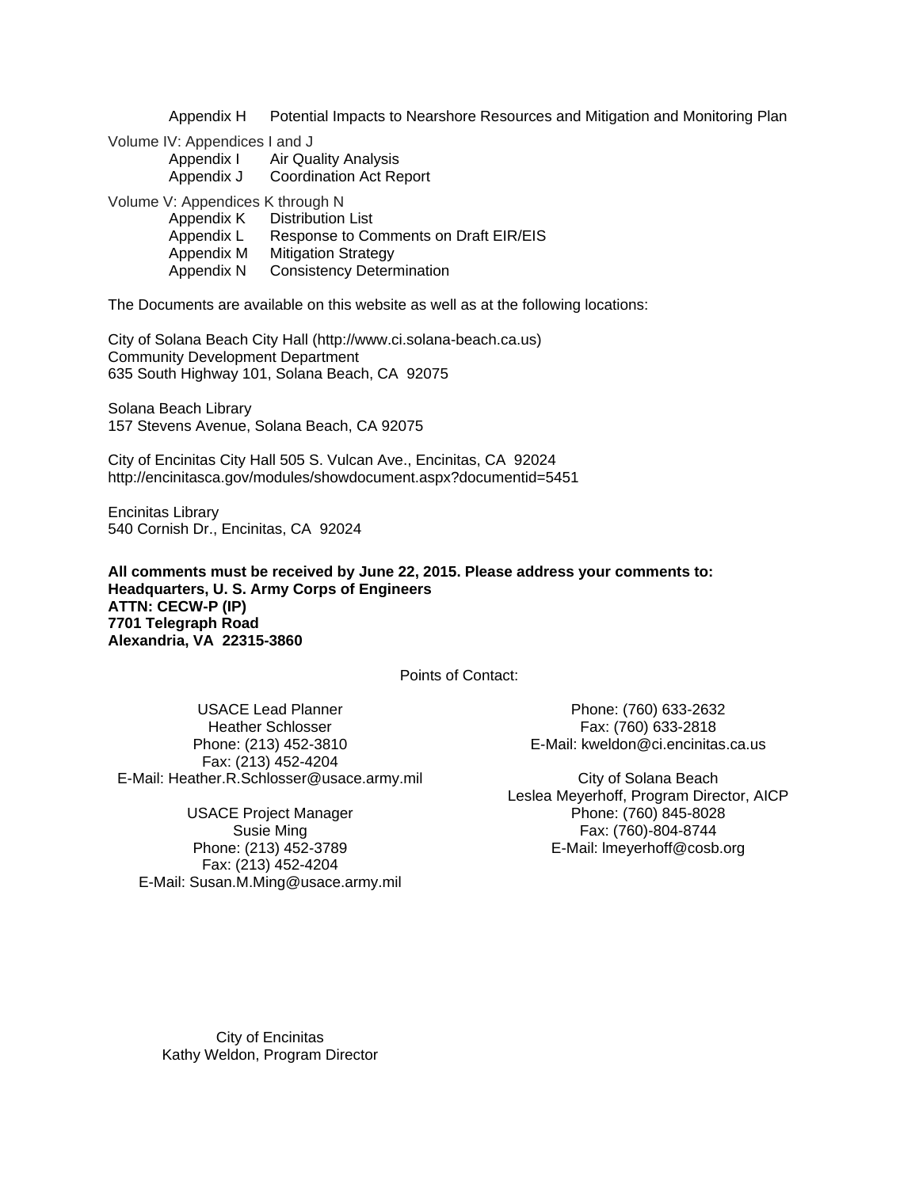Appendix H Potential Impacts to Nearshore Resources and Mitigation and Monitoring Plan

Volume IV: Appendices I and J

- Appendix I Air Quality Analysis
- Appendix J Coordination Act Report

Volume V: Appendices K through N

- Appendix K Distribution List
- Appendix L Response to Comments on Draft EIR/EIS
- Appendix M Mitigation Strategy
- Appendix N Consistency Determination

The Documents are available on this website as well as at the following locations:

City of Solana Beach City Hall (http://www.ci.solana-beach.ca.us)
Community Development Department
635 South Highway 101, Solana Beach, CA 92075

Solana Beach Library
157 Stevens Avenue, Solana Beach, CA 92075

City of Encinitas City Hall 505 S. Vulcan Ave., Encinitas, CA 92024
http://encinitasca.gov/modules/showdocument.aspx?documentid=5451

Encinitas Library
540 Cornish Dr., Encinitas, CA 92024

**All comments must be received by June 22, 2015. Please address your comments to:**
**Headquarters, U. S. Army Corps of Engineers**
**ATTN: CECW-P (IP)**
**7701 Telegraph Road**
**Alexandria, VA 22315-3860**

Points of Contact:

USACE Lead Planner
Heather Schlosser
Phone: (213) 452-3810
Fax: (213) 452-4204
E-Mail: Heather.R.Schlosser@usace.army.mil

USACE Project Manager
Susie Ming
Phone: (213) 452-3789
Fax: (213) 452-4204
E-Mail: Susan.M.Ming@usace.army.mil

City of Encinitas
Kathy Weldon, Program Director
Phone: (760) 633-2632
Fax: (760) 633-2818
E-Mail: kweldon@ci.encinitas.ca.us

City of Solana Beach
Leslea Meyerhoff, Program Director, AICP
Phone: (760) 845-8028
Fax: (760)-804-8744
E-Mail: lmeyerhoff@cosb.org